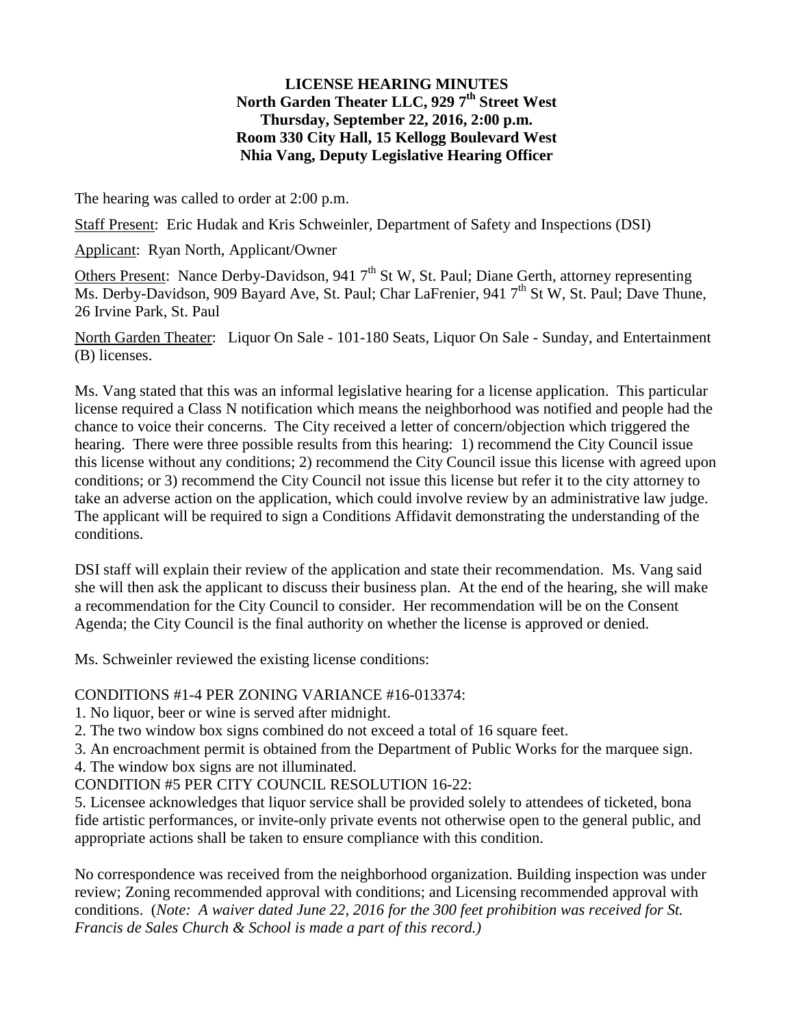**LICENSE HEARING MINUTES**
**North Garden Theater LLC, 929 7th Street West**
**Thursday, September 22, 2016, 2:00 p.m.**
**Room 330 City Hall, 15 Kellogg Boulevard West**
**Nhia Vang, Deputy Legislative Hearing Officer**

The hearing was called to order at 2:00 p.m.

Staff Present: Eric Hudak and Kris Schweinler, Department of Safety and Inspections (DSI)

Applicant: Ryan North, Applicant/Owner

Others Present: Nance Derby-Davidson, 941 7th St W, St. Paul; Diane Gerth, attorney representing Ms. Derby-Davidson, 909 Bayard Ave, St. Paul; Char LaFrenier, 941 7th St W, St. Paul; Dave Thune, 26 Irvine Park, St. Paul

North Garden Theater: Liquor On Sale - 101-180 Seats, Liquor On Sale - Sunday, and Entertainment (B) licenses.

Ms. Vang stated that this was an informal legislative hearing for a license application. This particular license required a Class N notification which means the neighborhood was notified and people had the chance to voice their concerns. The City received a letter of concern/objection which triggered the hearing. There were three possible results from this hearing: 1) recommend the City Council issue this license without any conditions; 2) recommend the City Council issue this license with agreed upon conditions; or 3) recommend the City Council not issue this license but refer it to the city attorney to take an adverse action on the application, which could involve review by an administrative law judge. The applicant will be required to sign a Conditions Affidavit demonstrating the understanding of the conditions.

DSI staff will explain their review of the application and state their recommendation. Ms. Vang said she will then ask the applicant to discuss their business plan. At the end of the hearing, she will make a recommendation for the City Council to consider. Her recommendation will be on the Consent Agenda; the City Council is the final authority on whether the license is approved or denied.

Ms. Schweinler reviewed the existing license conditions:

CONDITIONS #1-4 PER ZONING VARIANCE #16-013374:
1. No liquor, beer or wine is served after midnight.
2. The two window box signs combined do not exceed a total of 16 square feet.
3. An encroachment permit is obtained from the Department of Public Works for the marquee sign.
4. The window box signs are not illuminated.

CONDITION #5 PER CITY COUNCIL RESOLUTION 16-22:
5. Licensee acknowledges that liquor service shall be provided solely to attendees of ticketed, bona fide artistic performances, or invite-only private events not otherwise open to the general public, and appropriate actions shall be taken to ensure compliance with this condition.

No correspondence was received from the neighborhood organization. Building inspection was under review; Zoning recommended approval with conditions; and Licensing recommended approval with conditions. (*Note: A waiver dated June 22, 2016 for the 300 feet prohibition was received for St. Francis de Sales Church & School is made a part of this record.)*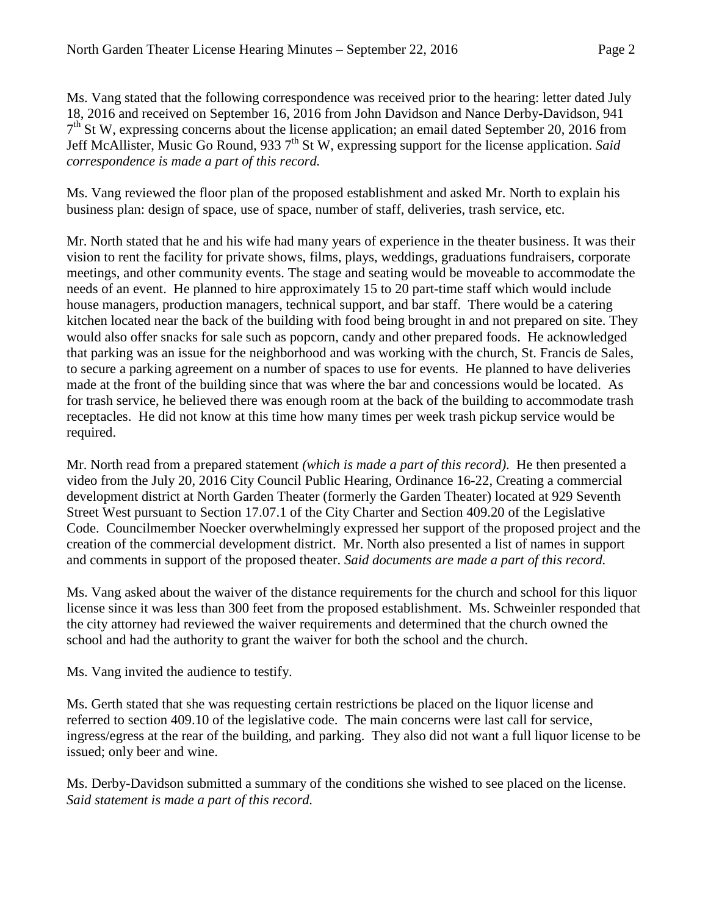Ms. Vang stated that the following correspondence was received prior to the hearing: letter dated July 18, 2016 and received on September 16, 2016 from John Davidson and Nance Derby-Davidson, 941 7th St W, expressing concerns about the license application; an email dated September 20, 2016 from Jeff McAllister, Music Go Round, 933 7th St W, expressing support for the license application. *Said correspondence is made a part of this record.*

Ms. Vang reviewed the floor plan of the proposed establishment and asked Mr. North to explain his business plan: design of space, use of space, number of staff, deliveries, trash service, etc.

Mr. North stated that he and his wife had many years of experience in the theater business. It was their vision to rent the facility for private shows, films, plays, weddings, graduations fundraisers, corporate meetings, and other community events. The stage and seating would be moveable to accommodate the needs of an event. He planned to hire approximately 15 to 20 part-time staff which would include house managers, production managers, technical support, and bar staff. There would be a catering kitchen located near the back of the building with food being brought in and not prepared on site. They would also offer snacks for sale such as popcorn, candy and other prepared foods. He acknowledged that parking was an issue for the neighborhood and was working with the church, St. Francis de Sales, to secure a parking agreement on a number of spaces to use for events. He planned to have deliveries made at the front of the building since that was where the bar and concessions would be located. As for trash service, he believed there was enough room at the back of the building to accommodate trash receptacles. He did not know at this time how many times per week trash pickup service would be required.

Mr. North read from a prepared statement *(which is made a part of this record)*. He then presented a video from the July 20, 2016 City Council Public Hearing, Ordinance 16-22, Creating a commercial development district at North Garden Theater (formerly the Garden Theater) located at 929 Seventh Street West pursuant to Section 17.07.1 of the City Charter and Section 409.20 of the Legislative Code. Councilmember Noecker overwhelmingly expressed her support of the proposed project and the creation of the commercial development district. Mr. North also presented a list of names in support and comments in support of the proposed theater. *Said documents are made a part of this record.*

Ms. Vang asked about the waiver of the distance requirements for the church and school for this liquor license since it was less than 300 feet from the proposed establishment. Ms. Schweinler responded that the city attorney had reviewed the waiver requirements and determined that the church owned the school and had the authority to grant the waiver for both the school and the church.

Ms. Vang invited the audience to testify.

Ms. Gerth stated that she was requesting certain restrictions be placed on the liquor license and referred to section 409.10 of the legislative code. The main concerns were last call for service, ingress/egress at the rear of the building, and parking. They also did not want a full liquor license to be issued; only beer and wine.

Ms. Derby-Davidson submitted a summary of the conditions she wished to see placed on the license. *Said statement is made a part of this record.*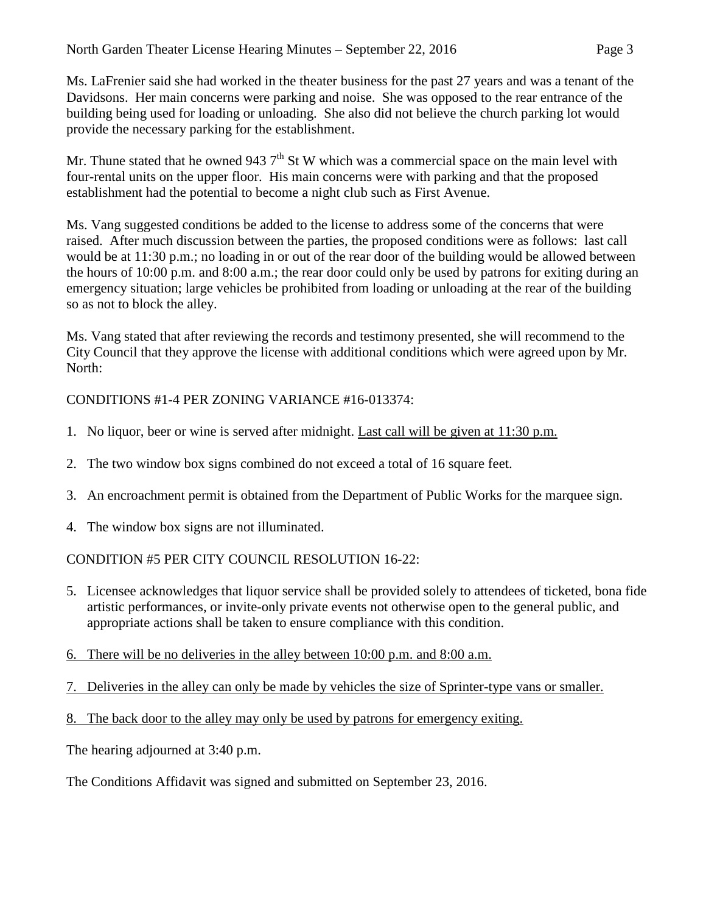Ms. LaFrenier said she had worked in the theater business for the past 27 years and was a tenant of the Davidsons. Her main concerns were parking and noise. She was opposed to the rear entrance of the building being used for loading or unloading. She also did not believe the church parking lot would provide the necessary parking for the establishment.

Mr. Thune stated that he owned 943 7th St W which was a commercial space on the main level with four-rental units on the upper floor. His main concerns were with parking and that the proposed establishment had the potential to become a night club such as First Avenue.

Ms. Vang suggested conditions be added to the license to address some of the concerns that were raised. After much discussion between the parties, the proposed conditions were as follows: last call would be at 11:30 p.m.; no loading in or out of the rear door of the building would be allowed between the hours of 10:00 p.m. and 8:00 a.m.; the rear door could only be used by patrons for exiting during an emergency situation; large vehicles be prohibited from loading or unloading at the rear of the building so as not to block the alley.

Ms. Vang stated that after reviewing the records and testimony presented, she will recommend to the City Council that they approve the license with additional conditions which were agreed upon by Mr. North:

CONDITIONS #1-4 PER ZONING VARIANCE #16-013374:

1. No liquor, beer or wine is served after midnight. <u>Last call will be given at 11:30 p.m.</u>

2. The two window box signs combined do not exceed a total of 16 square feet.

3. An encroachment permit is obtained from the Department of Public Works for the marquee sign.

4. The window box signs are not illuminated.

CONDITION #5 PER CITY COUNCIL RESOLUTION 16-22:

5. Licensee acknowledges that liquor service shall be provided solely to attendees of ticketed, bona fide artistic performances, or invite-only private events not otherwise open to the general public, and appropriate actions shall be taken to ensure compliance with this condition.

6. <u>There will be no deliveries in the alley between 10:00 p.m. and 8:00 a.m.</u>

7. <u>Deliveries in the alley can only be made by vehicles the size of Sprinter-type vans or smaller.</u>

8. <u>The back door to the alley may only be used by patrons for emergency exiting.</u>

The hearing adjourned at 3:40 p.m.

The Conditions Affidavit was signed and submitted on September 23, 2016.